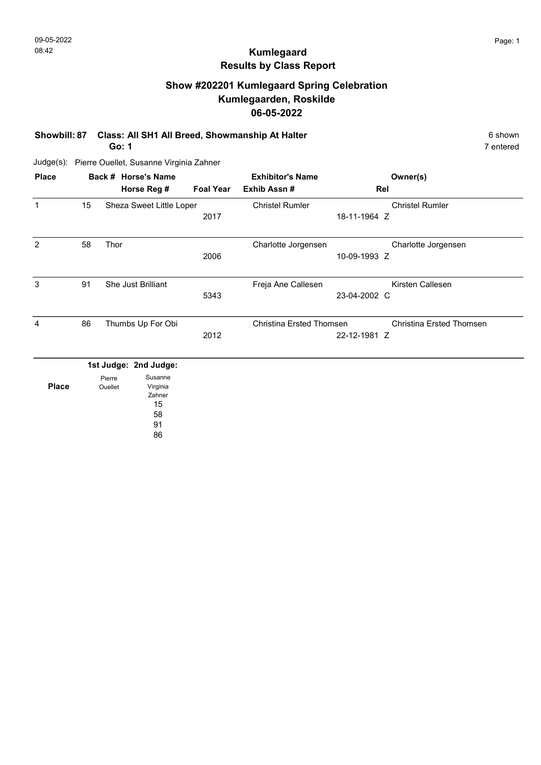# Kumlegaard
## Results by Class Report

### Show #202201 Kumlegaard Spring Celebration
### Kumlegaarden, Roskilde
### 06-05-2022

**Showbill: 87 Class: All SH1 All Breed, Showmanship At Halter** 6 shown
**Go: 1** 7 entered

Judge(s): Pierre Ouellet, Susanne Virginia Zahner

| Place | Back # | Horse's Name / Horse Reg # | Foal Year | Exhibitor's Name / Exhib Assn # | Rel | Owner(s) |
|---|---|---|---|---|---|---|
| 1 | 15 | Sheza Sweet Little Loper | 2017 | Christel Rumler | 18-11-1964 Z | Christel Rumler |
| 2 | 58 | Thor | 2006 | Charlotte Jorgensen | 10-09-1993 Z | Charlotte Jorgensen |
| 3 | 91 | She Just Brilliant | 5343 | Freja Ane Callesen | 23-04-2002 C | Kirsten Callesen |
| 4 | 86 | Thumbs Up For Obi | 2012 | Christina Ersted Thomsen | 22-12-1981 Z | Christina Ersted Thomsen |

| Place | 1st Judge: Pierre Ouellet | 2nd Judge: Susanne Virginia Zahner |
|---|---|---|
| | | 15 |
| | | 58 |
| | | 91 |
| | | 86 |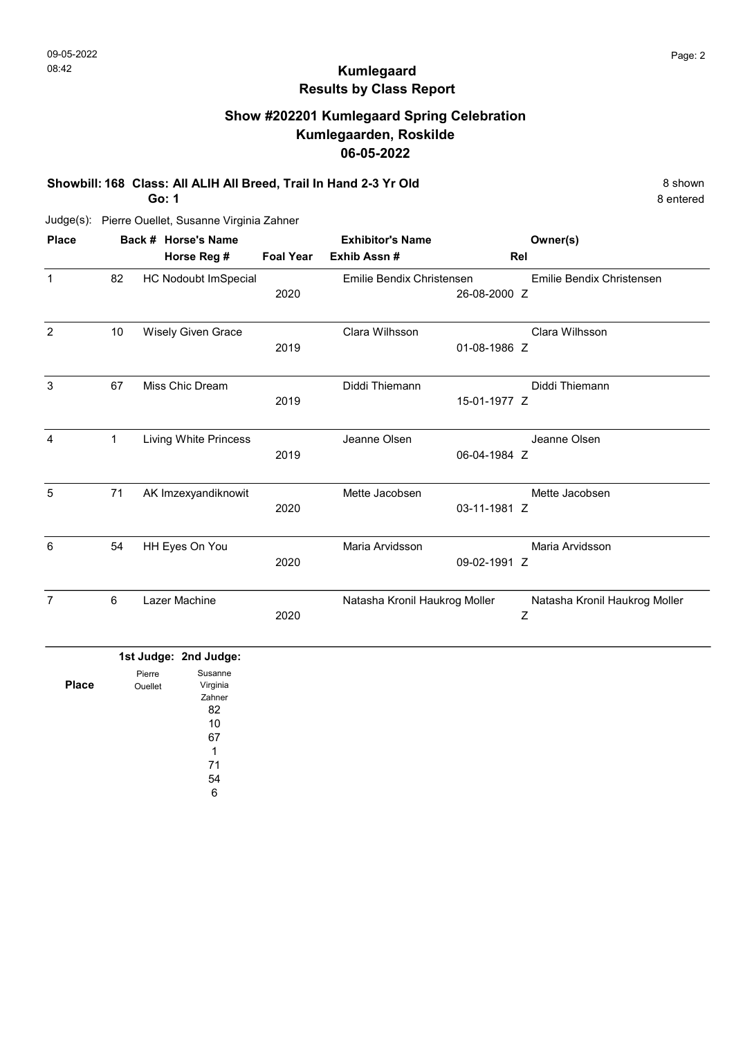# Kumlegaard
## Results by Class Report

### Show #202201 Kumlegaard Spring Celebration
### Kumlegaarden, Roskilde
### 06-05-2022

**Showbill: 168 Class: All ALIH All Breed, Trail In Hand 2-3 Yr Old**
**Go: 1**

8 shown
8 entered

Judge(s): Pierre Ouellet, Susanne Virginia Zahner

| Place | Back # | Horse's Name / Horse Reg # | Foal Year | Exhibitor's Name / Exhib Assn # | Rel | Owner(s) |
|---|---|---|---|---|---|---|
| 1 | 82 | HC Nodoubt ImSpecial | 2020 | Emilie Bendix Christensen 26-08-2000 | Z | Emilie Bendix Christensen |
| 2 | 10 | Wisely Given Grace | 2019 | Clara Wilhsson 01-08-1986 | Z | Clara Wilhsson |
| 3 | 67 | Miss Chic Dream | 2019 | Diddi Thiemann 15-01-1977 | Z | Diddi Thiemann |
| 4 | 1 | Living White Princess | 2019 | Jeanne Olsen 06-04-1984 | Z | Jeanne Olsen |
| 5 | 71 | AK Imzexyandiknowit | 2020 | Mette Jacobsen 03-11-1981 | Z | Mette Jacobsen |
| 6 | 54 | HH Eyes On You | 2020 | Maria Arvidsson 09-02-1991 | Z | Maria Arvidsson |
| 7 | 6 | Lazer Machine | 2020 | Natasha Kronil Haukrog Moller | Z | Natasha Kronil Haukrog Moller |

| Place | 1st Judge: Pierre Ouellet | 2nd Judge: Susanne Virginia Zahner |
|---|---|---|
| | | 82 |
| | | 10 |
| | | 67 |
| | | 1 |
| | | 71 |
| | | 54 |
| | | 6 |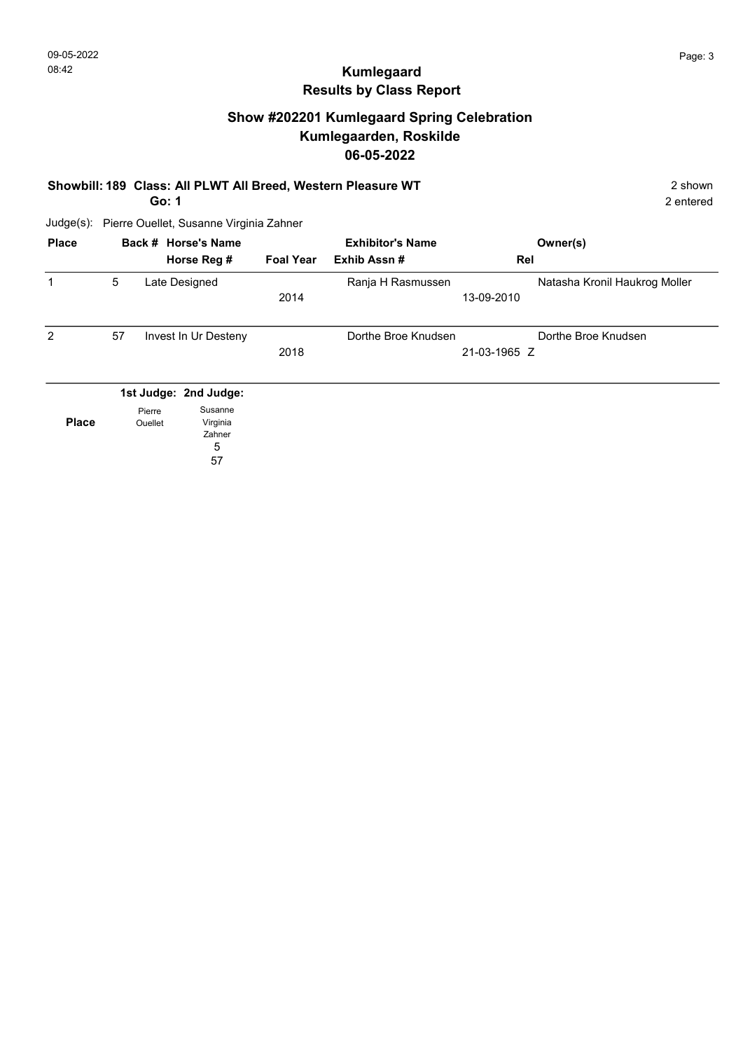# Kumlegaard
## Results by Class Report

## Show #202201 Kumlegaard Spring Celebration
## Kumlegaarden, Roskilde
## 06-05-2022

**Showbill: 189 Class: All PLWT All Breed, Western Pleasure WT** 2 shown
**Go: 1** 2 entered

Judge(s): Pierre Ouellet, Susanne Virginia Zahner

| Place | Back # | Horse's Name / Horse Reg # | Foal Year | Exhibitor's Name / Exhib Assn # | Rel | Owner(s) |
|---|---|---|---|---|---|---|
| 1 | 5 | Late Designed | 2014 | Ranja H Rasmussen | 13-09-2010 | Natasha Kronil Haukrog Moller |
| 2 | 57 | Invest In Ur Desteny | 2018 | Dorthe Broe Knudsen | 21-03-1965 Z | Dorthe Broe Knudsen |

| Place | 1st Judge: Pierre Ouellet | 2nd Judge: Susanne Virginia Zahner |
|---|---|---|
| | | 5 |
| | | 57 |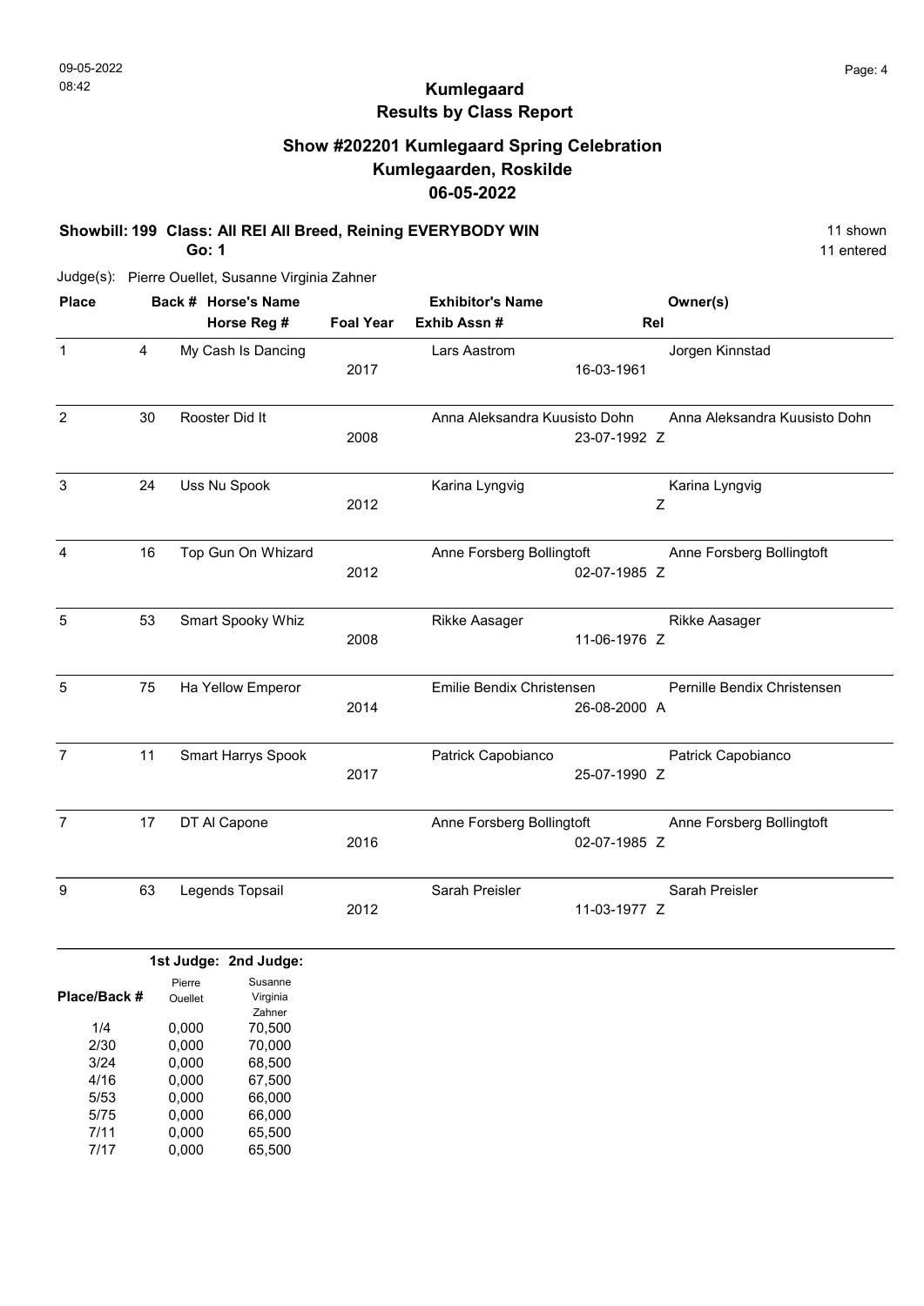# Kumlegaard

## Results by Class Report

### Show #202201 Kumlegaard Spring Celebration
### Kumlegaarden, Roskilde
### 06-05-2022

**Showbill: 199 Class: All REI All Breed, Reining EVERYBODY WIN** 11 shown
**Go: 1** 11 entered

Judge(s): Pierre Ouellet, Susanne Virginia Zahner

| Place | Back # | Horse's Name / Horse Reg # | Foal Year | Exhibitor's Name / Exhib Assn # | Rel | Owner(s) |
|---|---|---|---|---|---|---|
| 1 | 4 | My Cash Is Dancing | 2017 | Lars Aastrom | 16-03-1961 | Jorgen Kinnstad |
| 2 | 30 | Rooster Did It | 2008 | Anna Aleksandra Kuusisto Dohn | 23-07-1992 Z | Anna Aleksandra Kuusisto Dohn |
| 3 | 24 | Uss Nu Spook | 2012 | Karina Lyngvig | Z | Karina Lyngvig |
| 4 | 16 | Top Gun On Whizard | 2012 | Anne Forsberg Bollingtoft | 02-07-1985 Z | Anne Forsberg Bollingtoft |
| 5 | 53 | Smart Spooky Whiz | 2008 | Rikke Aasager | 11-06-1976 Z | Rikke Aasager |
| 5 | 75 | Ha Yellow Emperor | 2014 | Emilie Bendix Christensen | 26-08-2000 A | Pernille Bendix Christensen |
| 7 | 11 | Smart Harrys Spook | 2017 | Patrick Capobianco | 25-07-1990 Z | Patrick Capobianco |
| 7 | 17 | DT Al Capone | 2016 | Anne Forsberg Bollingtoft | 02-07-1985 Z | Anne Forsberg Bollingtoft |
| 9 | 63 | Legends Topsail | 2012 | Sarah Preisler | 11-03-1977 Z | Sarah Preisler |

| Place/Back # | 1st Judge: Pierre Ouellet | 2nd Judge: Susanne Virginia Zahner |
|---|---|---|
| 1/4 | 0,000 | 70,500 |
| 2/30 | 0,000 | 70,000 |
| 3/24 | 0,000 | 68,500 |
| 4/16 | 0,000 | 67,500 |
| 5/53 | 0,000 | 66,000 |
| 5/75 | 0,000 | 66,000 |
| 7/11 | 0,000 | 65,500 |
| 7/17 | 0,000 | 65,500 |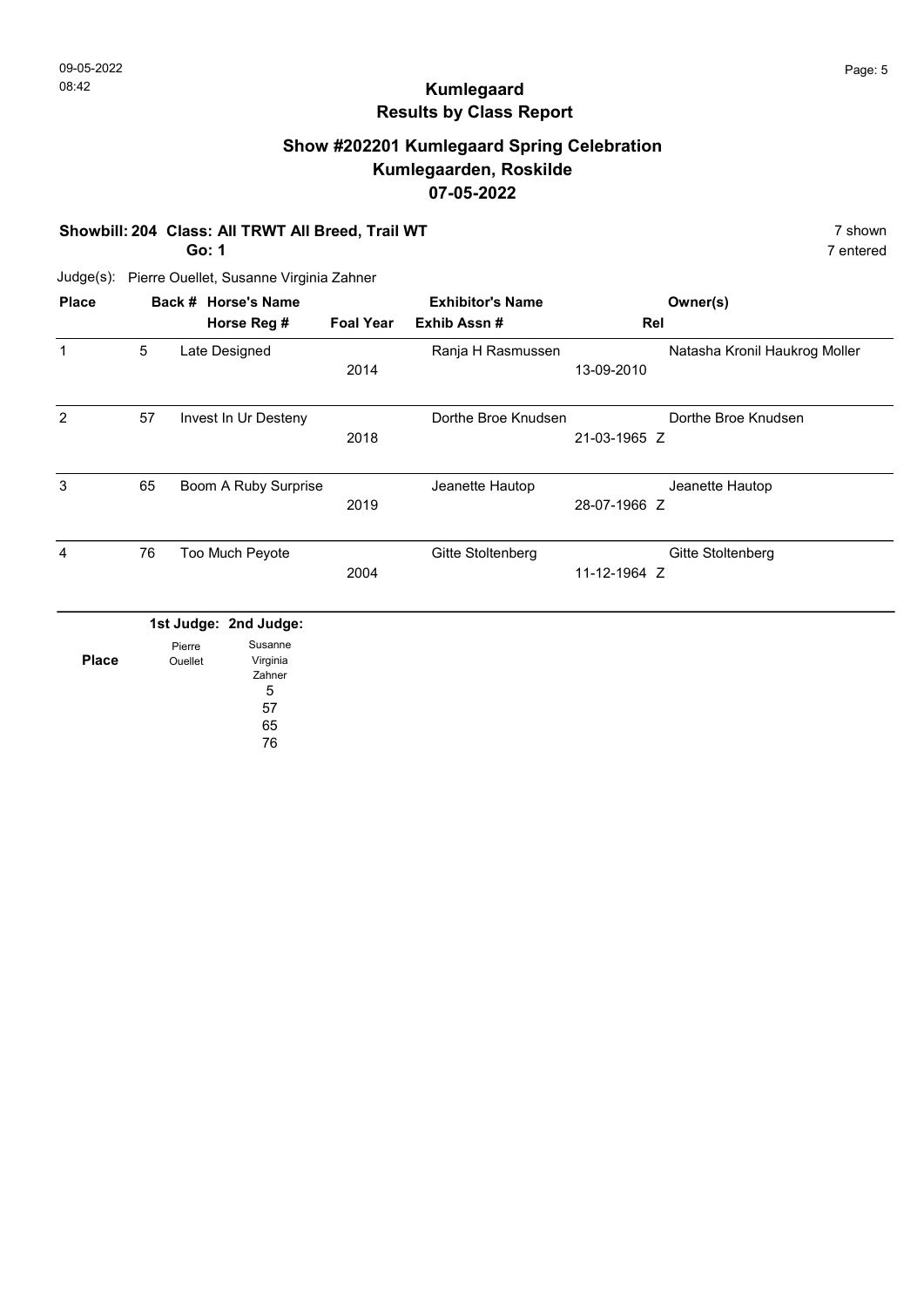09-05-2022
08:42

# Kumlegaard
## Results by Class Report

## Show #202201 Kumlegaard Spring Celebration
## Kumlegaarden, Roskilde
## 07-05-2022

**Showbill: 204 Class: All TRWT All Breed, Trail WT** — 7 shown

**Go: 1** — 7 entered

Judge(s): Pierre Ouellet, Susanne Virginia Zahner

| Place | Back # | Horse's Name / Horse Reg # | Foal Year | Exhibitor's Name / Exhib Assn # | Rel | Owner(s) |
|---|---|---|---|---|---|---|
| 1 | 5 | Late Designed | 2014 | Ranja H Rasmussen | 13-09-2010 | Natasha Kronil Haukrog Moller |
| 2 | 57 | Invest In Ur Desteny | 2018 | Dorthe Broe Knudsen | 21-03-1965 Z | Dorthe Broe Knudsen |
| 3 | 65 | Boom A Ruby Surprise | 2019 | Jeanette Hautop | 28-07-1966 Z | Jeanette Hautop |
| 4 | 76 | Too Much Peyote | 2004 | Gitte Stoltenberg | 11-12-1964 Z | Gitte Stoltenberg |

| Place | 1st Judge: Pierre Ouellet | 2nd Judge: Susanne Virginia Zahner |
|---|---|---|
| | | 5 |
| | | 57 |
| | | 65 |
| | | 76 |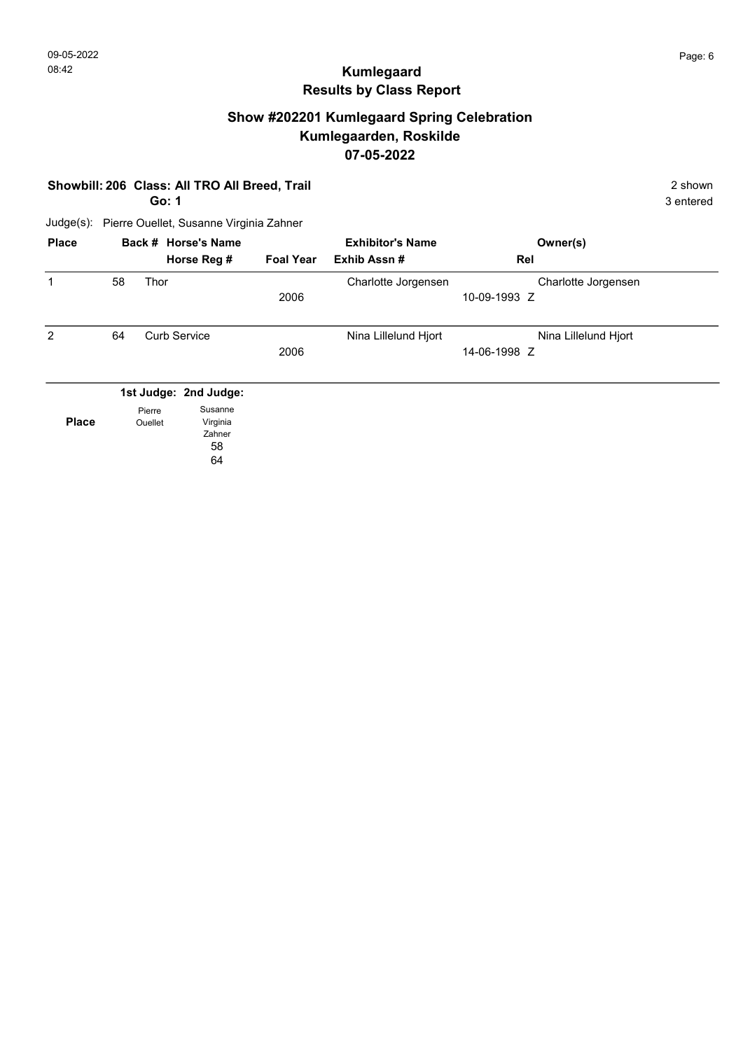# Kumlegaard
## Results by Class Report

## Show #202201 Kumlegaard Spring Celebration
## Kumlegaarden, Roskilde
## 07-05-2022

**Showbill: 206 Class: All TRO All Breed, Trail** — 2 shown

**Go: 1** — 3 entered

Judge(s): Pierre Ouellet, Susanne Virginia Zahner

| Place | Back # | Horse's Name / Horse Reg # | Foal Year | Exhibitor's Name / Exhib Assn # | Rel | Owner(s) |
|---|---|---|---|---|---|---|
| 1 | 58 | Thor | 2006 | Charlotte Jorgensen | 10-09-1993 Z | Charlotte Jorgensen |
| 2 | 64 | Curb Service | 2006 | Nina Lillelund Hjort | 14-06-1998 Z | Nina Lillelund Hjort |

| Place | 1st Judge: Pierre Ouellet | 2nd Judge: Susanne Virginia Zahner |
|---|---|---|
| | | 58 |
| | | 64 |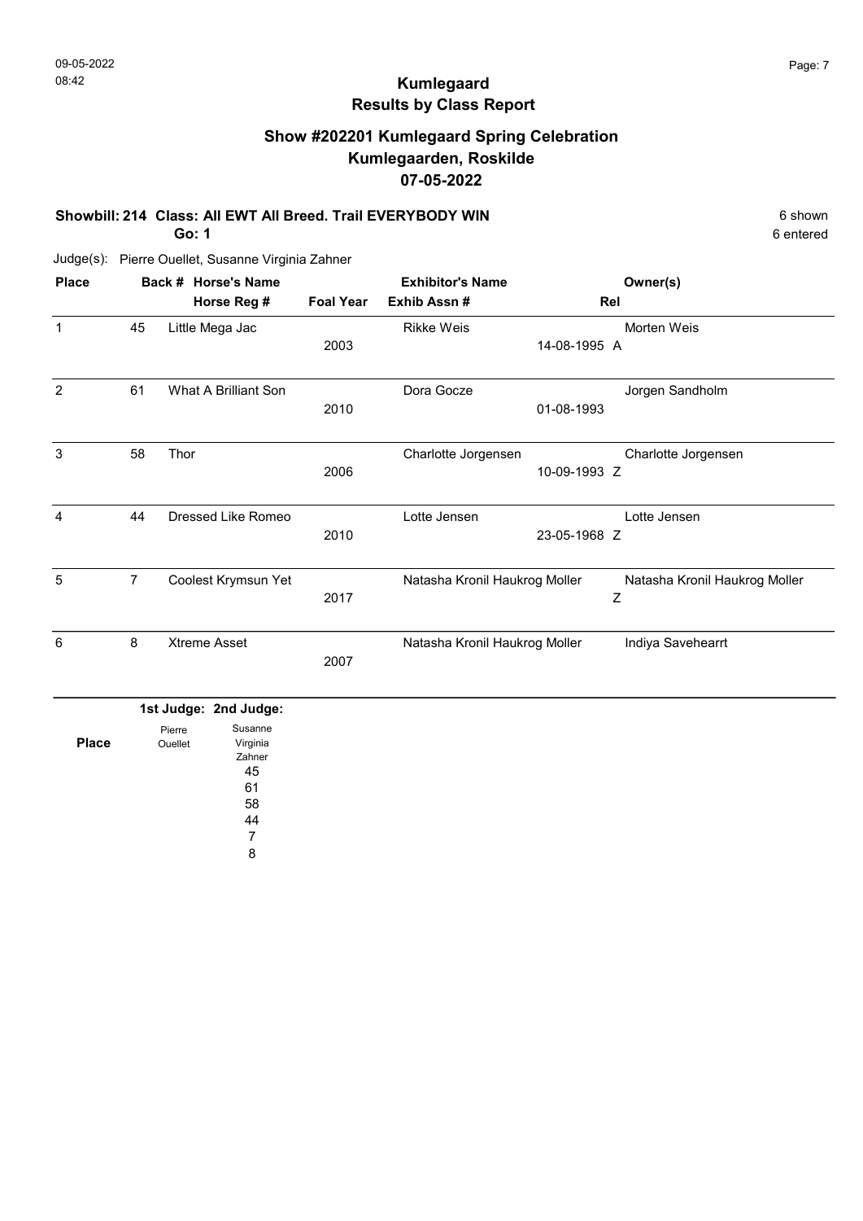# Kumlegaard
## Results by Class Report

### Show #202201 Kumlegaard Spring Celebration
### Kumlegaarden, Roskilde
### 07-05-2022

**Showbill: 214 Class: All EWT All Breed. Trail EVERYBODY WIN** 6 shown
**Go: 1** 6 entered

Judge(s): Pierre Ouellet, Susanne Virginia Zahner

| Place | Back # | Horse's Name / Horse Reg # | Foal Year | Exhibitor's Name / Exhib Assn # | Rel | Owner(s) |
|---|---|---|---|---|---|---|
| 1 | 45 | Little Mega Jac | 2003 | Rikke Weis | 14-08-1995 A | Morten Weis |
| 2 | 61 | What A Brilliant Son | 2010 | Dora Gocze | 01-08-1993 | Jorgen Sandholm |
| 3 | 58 | Thor | 2006 | Charlotte Jorgensen | 10-09-1993 Z | Charlotte Jorgensen |
| 4 | 44 | Dressed Like Romeo | 2010 | Lotte Jensen | 23-05-1968 Z | Lotte Jensen |
| 5 | 7 | Coolest Krymsun Yet | 2017 | Natasha Kronil Haukrog Moller | Z | Natasha Kronil Haukrog Moller |
| 6 | 8 | Xtreme Asset | 2007 | Natasha Kronil Haukrog Moller | | Indiya Savehearrt |

| Place | 1st Judge: Pierre Ouellet | 2nd Judge: Susanne Virginia Zahner |
|---|---|---|
| | | 45 |
| | | 61 |
| | | 58 |
| | | 44 |
| | | 7 |
| | | 8 |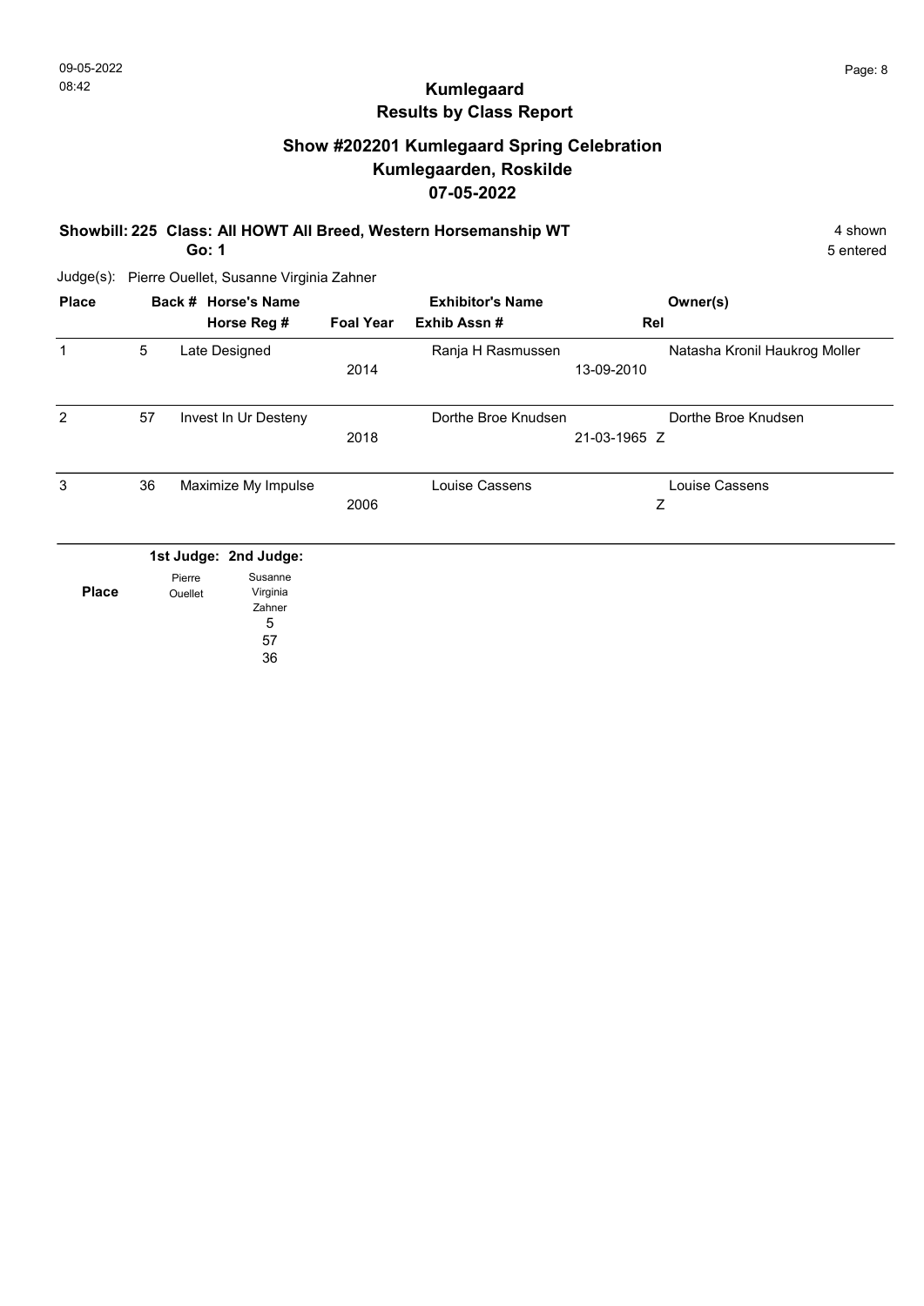# Kumlegaard
## Results by Class Report

### Show #202201 Kumlegaard Spring Celebration
### Kumlegaarden, Roskilde
### 07-05-2022

**Showbill: 225 Class: All HOWT All Breed, Western Horsemanship WT** 4 shown
**Go: 1** 5 entered

Judge(s): Pierre Ouellet, Susanne Virginia Zahner

| Place | Back # | Horse's Name / Horse Reg # | Foal Year | Exhibitor's Name / Exhib Assn # | Rel | Owner(s) |
|---|---|---|---|---|---|---|
| 1 | 5 | Late Designed | 2014 | Ranja H Rasmussen | 13-09-2010 | Natasha Kronil Haukrog Moller |
| 2 | 57 | Invest In Ur Desteny | 2018 | Dorthe Broe Knudsen | 21-03-1965 Z | Dorthe Broe Knudsen |
| 3 | 36 | Maximize My Impulse | 2006 | Louise Cassens | Z | Louise Cassens |

| Place | 1st Judge: Pierre Ouellet | 2nd Judge: Susanne Virginia Zahner |
|---|---|---|
| | | 5 |
| | | 57 |
| | | 36 |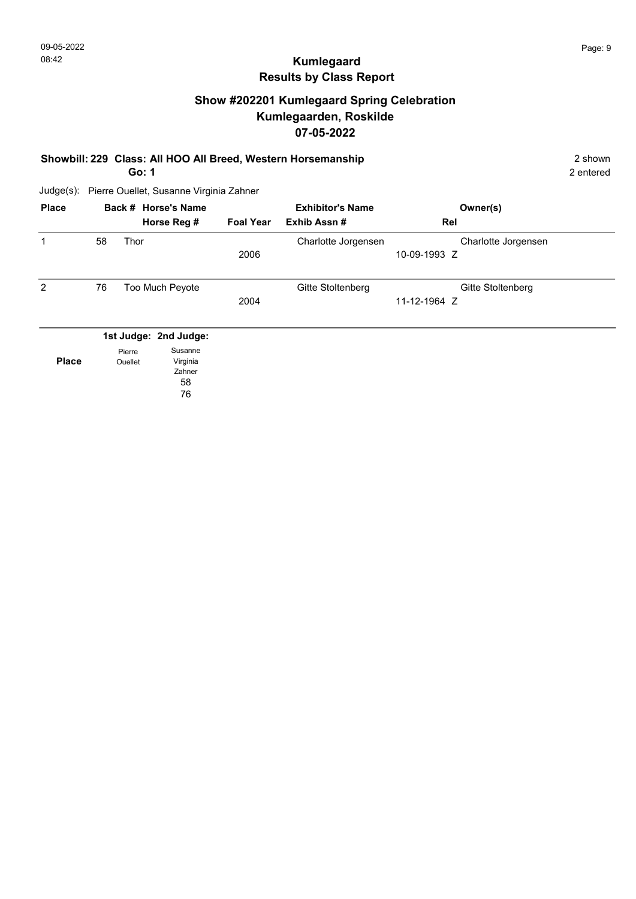# Kumlegaard
## Results by Class Report

### Show #202201 Kumlegaard Spring Celebration
### Kumlegaarden, Roskilde
### 07-05-2022

**Showbill: 229 Class: All HOO All Breed, Western Horsemanship** — 2 shown, 2 entered
**Go: 1**

Judge(s): Pierre Ouellet, Susanne Virginia Zahner

| Place | Back # | Horse's Name / Horse Reg # | Foal Year | Exhibitor's Name / Exhib Assn # | Rel | Owner(s) |
|---|---|---|---|---|---|---|
| 1 | 58 | Thor | 2006 | Charlotte Jorgensen | 10-09-1993 Z | Charlotte Jorgensen |
| 2 | 76 | Too Much Peyote | 2004 | Gitte Stoltenberg | 11-12-1964 Z | Gitte Stoltenberg |

| Place | 1st Judge: Pierre Ouellet | 2nd Judge: Susanne Virginia Zahner |
|---|---|---|
| | | 58 |
| | | 76 |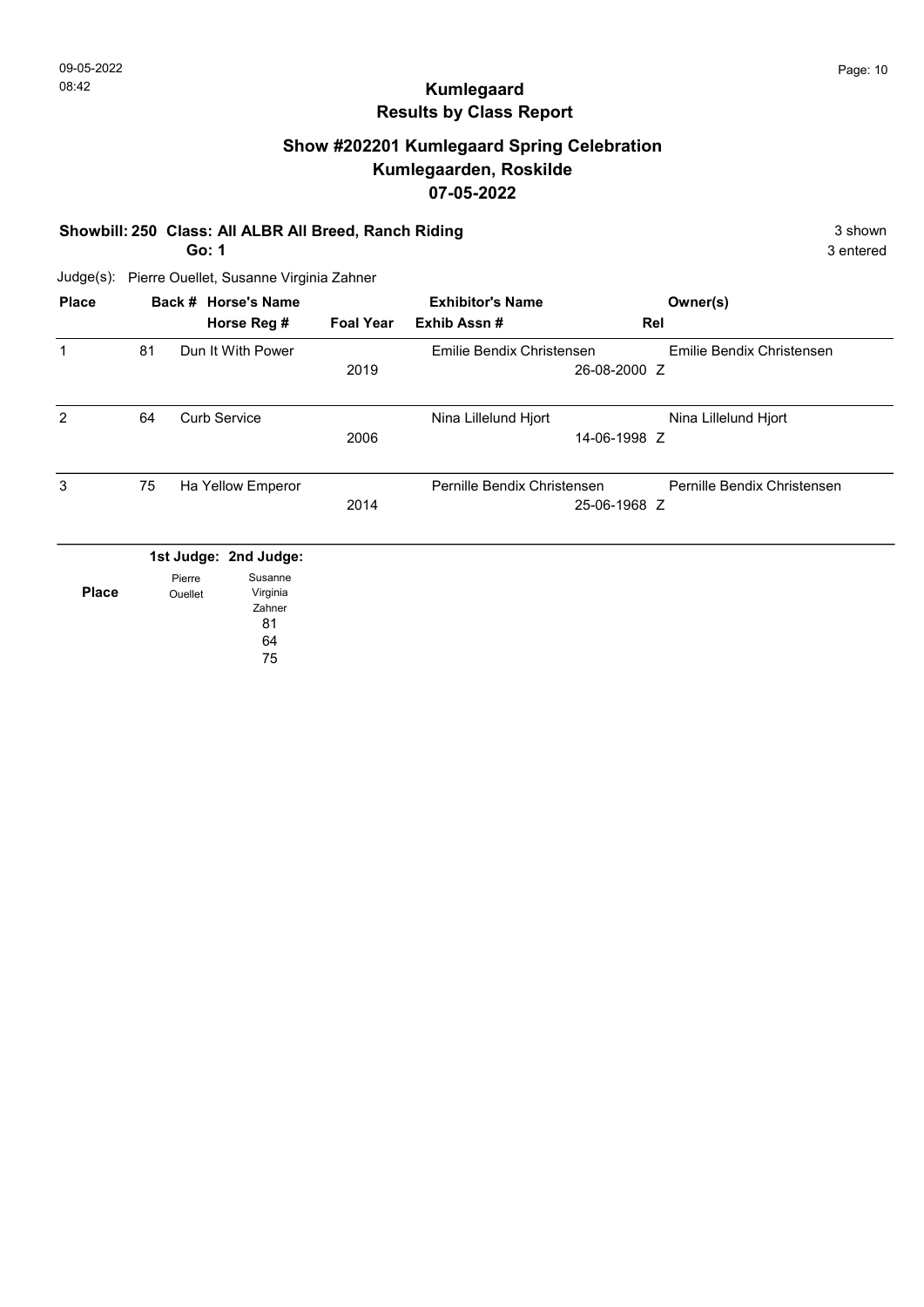# Kumlegaard
## Results by Class Report

## Show #202201 Kumlegaard Spring Celebration
## Kumlegaarden, Roskilde
## 07-05-2022

**Showbill: 250 Class: All ALBR All Breed, Ranch Riding** 3 shown
**Go: 1** 3 entered

Judge(s): Pierre Ouellet, Susanne Virginia Zahner

| Place | Back # | Horse's Name / Horse Reg # | Foal Year | Exhibitor's Name / Exhib Assn # | Rel | Owner(s) |
|---|---|---|---|---|---|---|
| 1 | 81 | Dun It With Power | 2019 | Emilie Bendix Christensen 26-08-2000 | Z | Emilie Bendix Christensen |
| 2 | 64 | Curb Service | 2006 | Nina Lillelund Hjort 14-06-1998 | Z | Nina Lillelund Hjort |
| 3 | 75 | Ha Yellow Emperor | 2014 | Pernille Bendix Christensen 25-06-1968 | Z | Pernille Bendix Christensen |

| Place | 1st Judge: Pierre Ouellet | 2nd Judge: Susanne Virginia Zahner |
|---|---|---|
| | | 81 |
| | | 64 |
| | | 75 |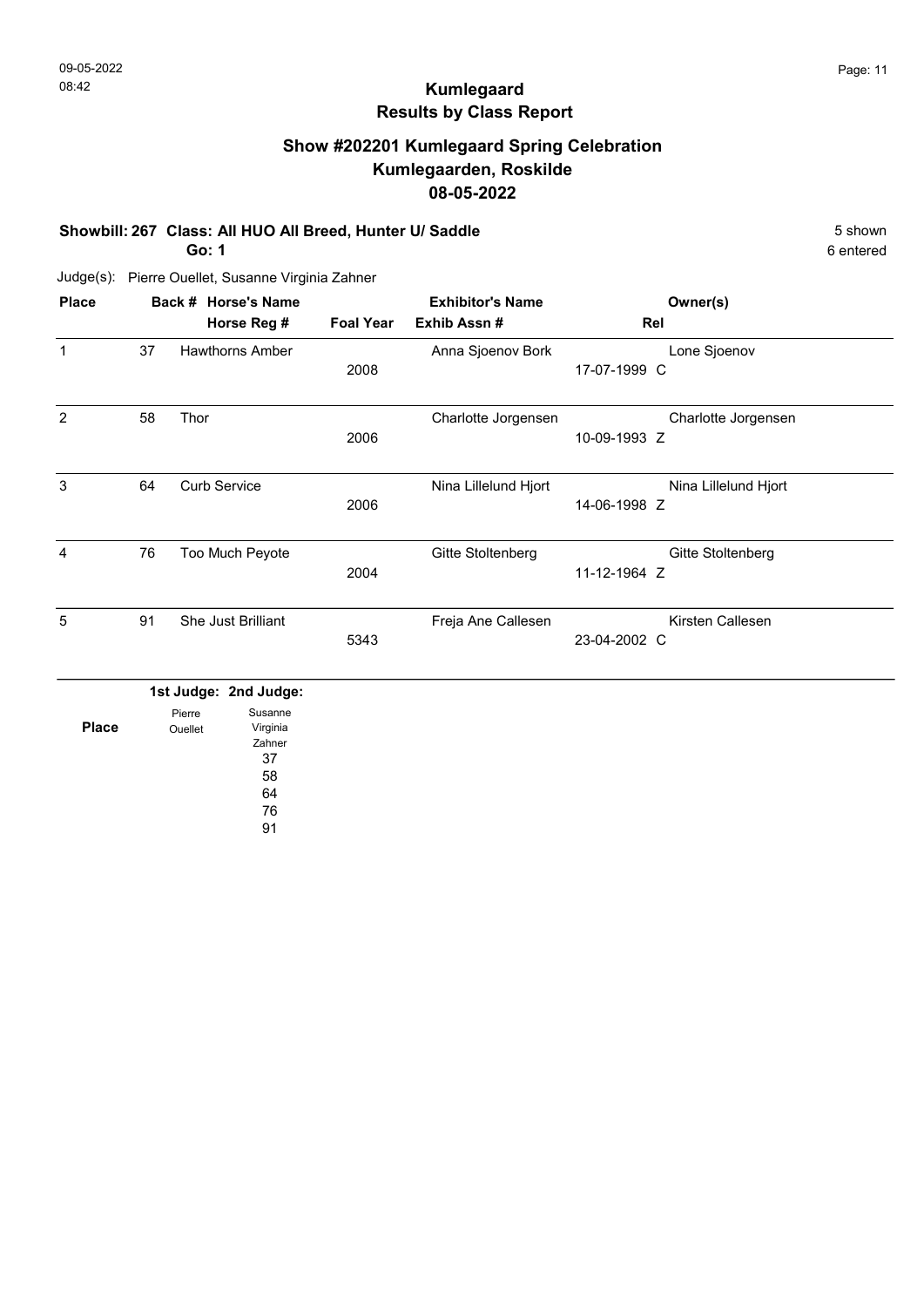# Kumlegaard
## Results by Class Report

### Show #202201 Kumlegaard Spring Celebration
### Kumlegaarden, Roskilde
### 08-05-2022

**Showbill: 267 Class: All HUO All Breed, Hunter U/ Saddle** — 5 shown, 6 entered

**Go: 1**

Judge(s): Pierre Ouellet, Susanne Virginia Zahner

| Place | Back # | Horse's Name / Horse Reg # | Foal Year | Exhibitor's Name / Exhib Assn # | Rel | Owner(s) |
|---|---|---|---|---|---|---|
| 1 | 37 | Hawthorns Amber | 2008 | Anna Sjoenov Bork | 17-07-1999 C | Lone Sjoenov |
| 2 | 58 | Thor | 2006 | Charlotte Jorgensen | 10-09-1993 Z | Charlotte Jorgensen |
| 3 | 64 | Curb Service | 2006 | Nina Lillelund Hjort | 14-06-1998 Z | Nina Lillelund Hjort |
| 4 | 76 | Too Much Peyote | 2004 | Gitte Stoltenberg | 11-12-1964 Z | Gitte Stoltenberg |
| 5 | 91 | She Just Brilliant | 5343 | Freja Ane Callesen | 23-04-2002 C | Kirsten Callesen |

| Place | 1st Judge: Pierre Ouellet | 2nd Judge: Susanne Virginia Zahner |
|---|---|---|
| | | 37 |
| | | 58 |
| | | 64 |
| | | 76 |
| | | 91 |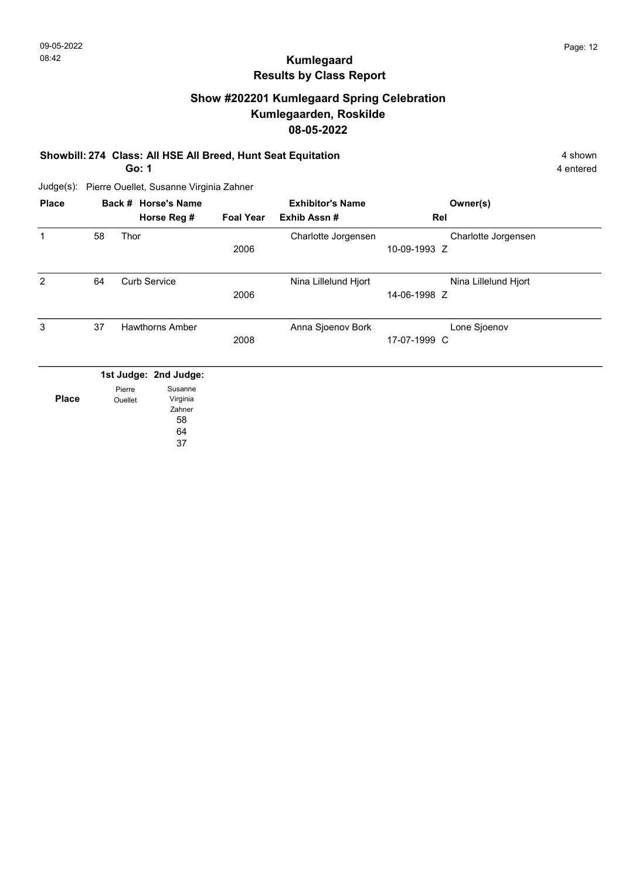# Kumlegaard
## Results by Class Report

### Show #202201 Kumlegaard Spring Celebration
### Kumlegaarden, Roskilde
### 08-05-2022

**Showbill: 274 Class: All HSE All Breed, Hunt Seat Equitation** — 4 shown, 4 entered

**Go: 1**

Judge(s): Pierre Ouellet, Susanne Virginia Zahner

| Place | Back # | Horse's Name / Horse Reg # | Foal Year | Exhibitor's Name / Exhib Assn # | Rel | Owner(s) |
|---|---|---|---|---|---|---|
| 1 | 58 | Thor | 2006 | Charlotte Jorgensen | 10-09-1993 Z | Charlotte Jorgensen |
| 2 | 64 | Curb Service | 2006 | Nina Lillelund Hjort | 14-06-1998 Z | Nina Lillelund Hjort |
| 3 | 37 | Hawthorns Amber | 2008 | Anna Sjoenov Bork | 17-07-1999 C | Lone Sjoenov |

| Place | 1st Judge: Pierre Ouellet | 2nd Judge: Susanne Virginia Zahner |
|---|---|---|
| | | 58 |
| | | 64 |
| | | 37 |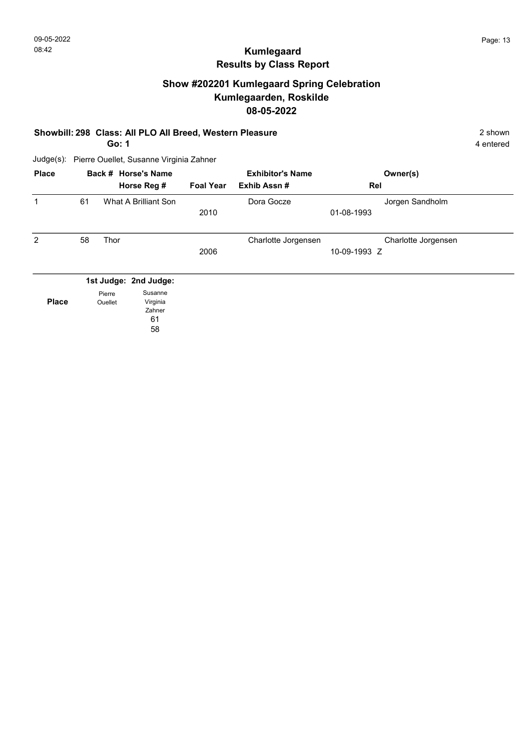# Kumlegaard
## Results by Class Report

### Show #202201 Kumlegaard Spring Celebration
### Kumlegaarden, Roskilde
### 08-05-2022

**Showbill: 298 Class: All PLO All Breed, Western Pleasure** 2 shown
**Go: 1** 4 entered

Judge(s): Pierre Ouellet, Susanne Virginia Zahner

| Place | Back # | Horse's Name / Horse Reg # | Foal Year | Exhibitor's Name / Exhib Assn # | Rel | Owner(s) |
|---|---|---|---|---|---|---|
| 1 | 61 | What A Brilliant Son | 2010 | Dora Gocze | 01-08-1993 | Jorgen Sandholm |
| 2 | 58 | Thor | 2006 | Charlotte Jorgensen | 10-09-1993 Z | Charlotte Jorgensen |

| Place | 1st Judge: Pierre Ouellet | 2nd Judge: Susanne Virginia Zahner |
|---|---|---|
| | | 61 |
| | | 58 |